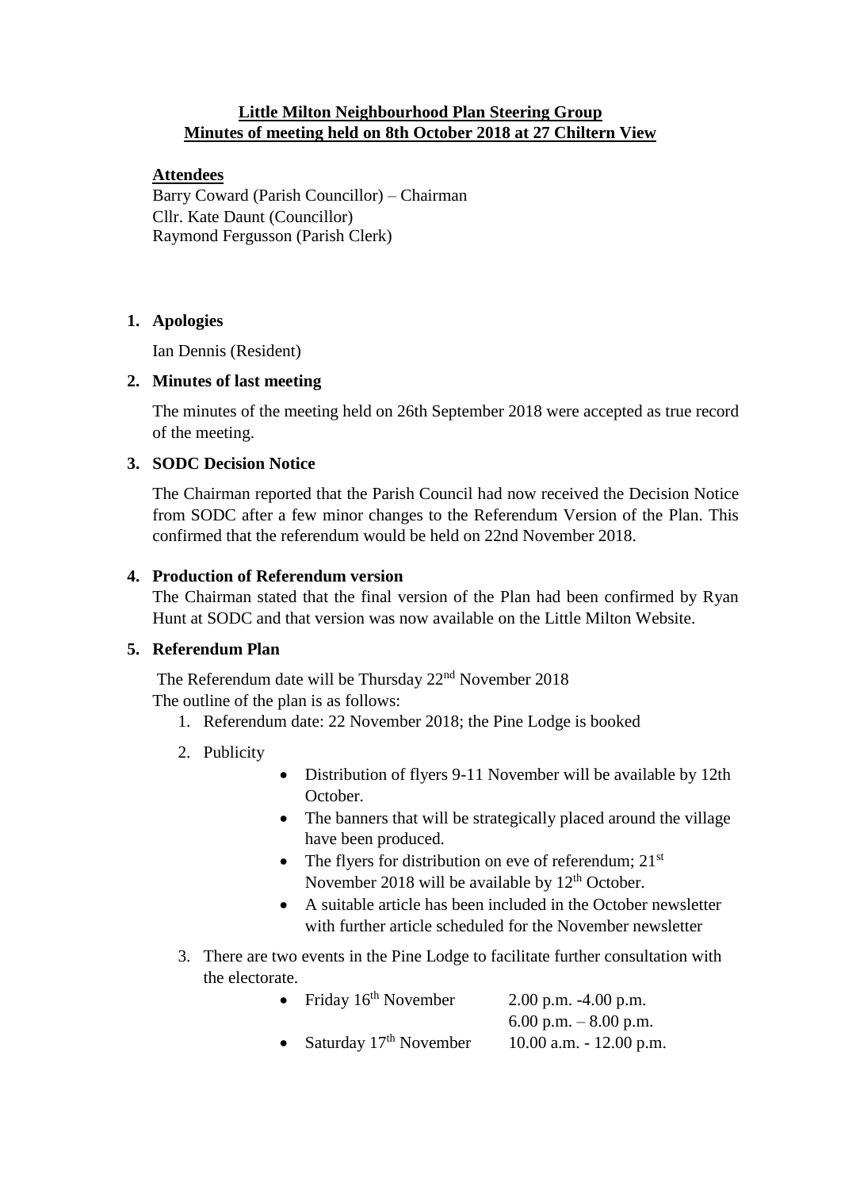**Little Milton Neighbourhood Plan Steering Group**
**Minutes of meeting held on 8th October 2018 at 27 Chiltern View**

**Attendees**

Barry Coward (Parish Councillor) – Chairman
Cllr. Kate Daunt (Councillor)
Raymond Fergusson (Parish Clerk)

1. **Apologies**

   Ian Dennis (Resident)

2. **Minutes of last meeting**

   The minutes of the meeting held on 26th September 2018 were accepted as true record of the meeting.

3. **SODC Decision Notice**

   The Chairman reported that the Parish Council had now received the Decision Notice from SODC after a few minor changes to the Referendum Version of the Plan. This confirmed that the referendum would be held on 22nd November 2018.

4. **Production of Referendum version**

   The Chairman stated that the final version of the Plan had been confirmed by Ryan Hunt at SODC and that version was now available on the Little Milton Website.

5. **Referendum Plan**

   The Referendum date will be Thursday 22nd November 2018
   The outline of the plan is as follows:

   1. Referendum date: 22 November 2018; the Pine Lodge is booked
   2. Publicity
      - Distribution of flyers 9-11 November will be available by 12th October.
      - The banners that will be strategically placed around the village have been produced.
      - The flyers for distribution on eve of referendum; 21st November 2018 will be available by 12th October.
      - A suitable article has been included in the October newsletter with further article scheduled for the November newsletter
   3. There are two events in the Pine Lodge to facilitate further consultation with the electorate.
      - Friday 16th November 2.00 p.m. -4.00 p.m.
        6.00 p.m. – 8.00 p.m.
      - Saturday 17th November 10.00 a.m. - 12.00 p.m.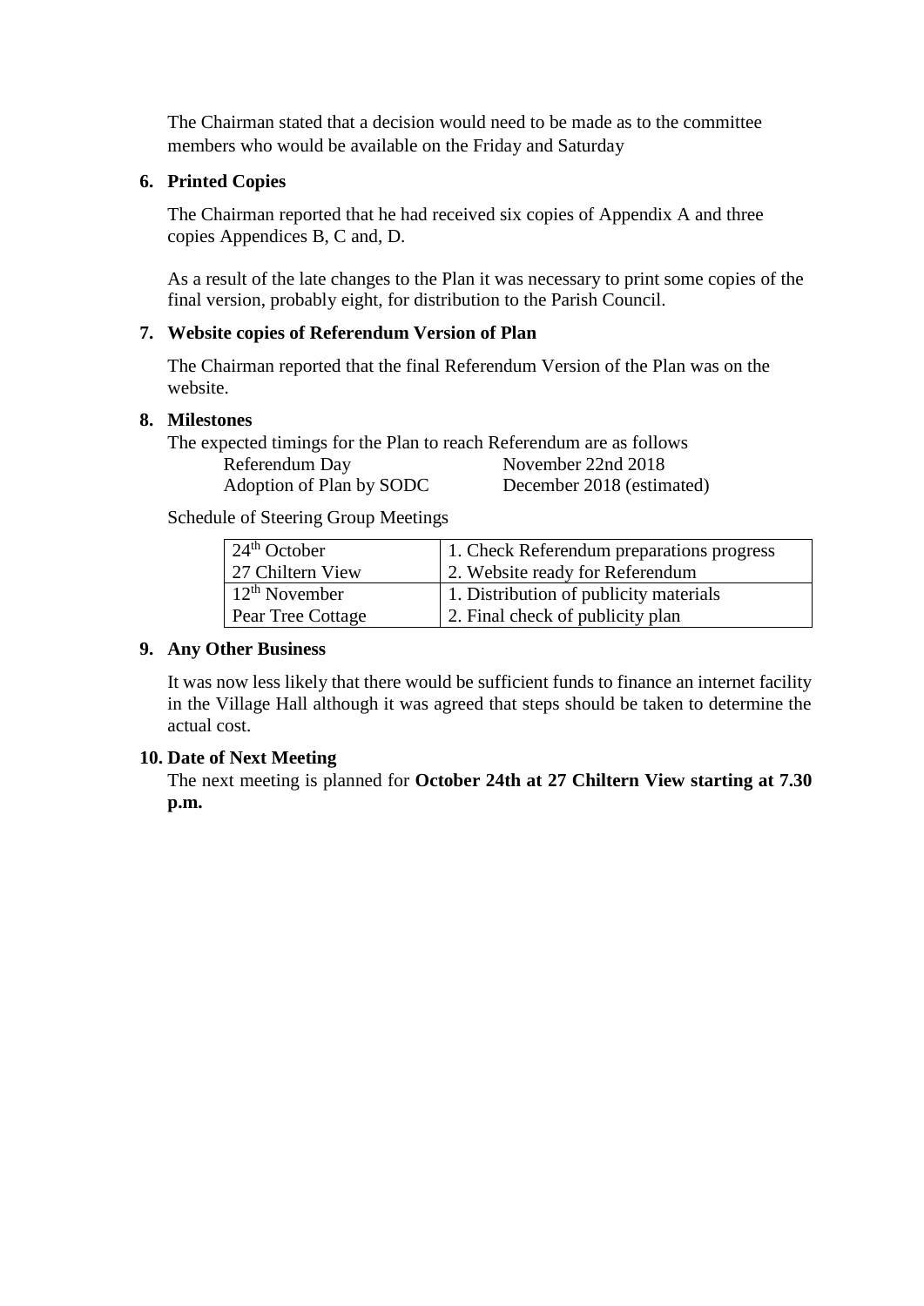The Chairman stated that a decision would need to be made as to the committee members who would be available on the Friday and Saturday

**6. Printed Copies**

The Chairman reported that he had received six copies of Appendix A and three copies Appendices B, C and, D.

As a result of the late changes to the Plan it was necessary to print some copies of the final version, probably eight, for distribution to the Parish Council.

**7. Website copies of Referendum Version of Plan**

The Chairman reported that the final Referendum Version of the Plan was on the website.

**8. Milestones**

The expected timings for the Plan to reach Referendum are as follows

| | |
|---|---|
| Referendum Day | November 22nd 2018 |
| Adoption of Plan by SODC | December 2018 (estimated) |

Schedule of Steering Group Meetings

| | |
|---|---|
| 24th October<br>27 Chiltern View | 1. Check Referendum preparations progress<br>2. Website ready for Referendum |
| 12th November<br>Pear Tree Cottage | 1. Distribution of publicity materials<br>2. Final check of publicity plan |

**9. Any Other Business**

It was now less likely that there would be sufficient funds to finance an internet facility in the Village Hall although it was agreed that steps should be taken to determine the actual cost.

**10. Date of Next Meeting**

The next meeting is planned for **October 24th at 27 Chiltern View starting at 7.30 p.m.**